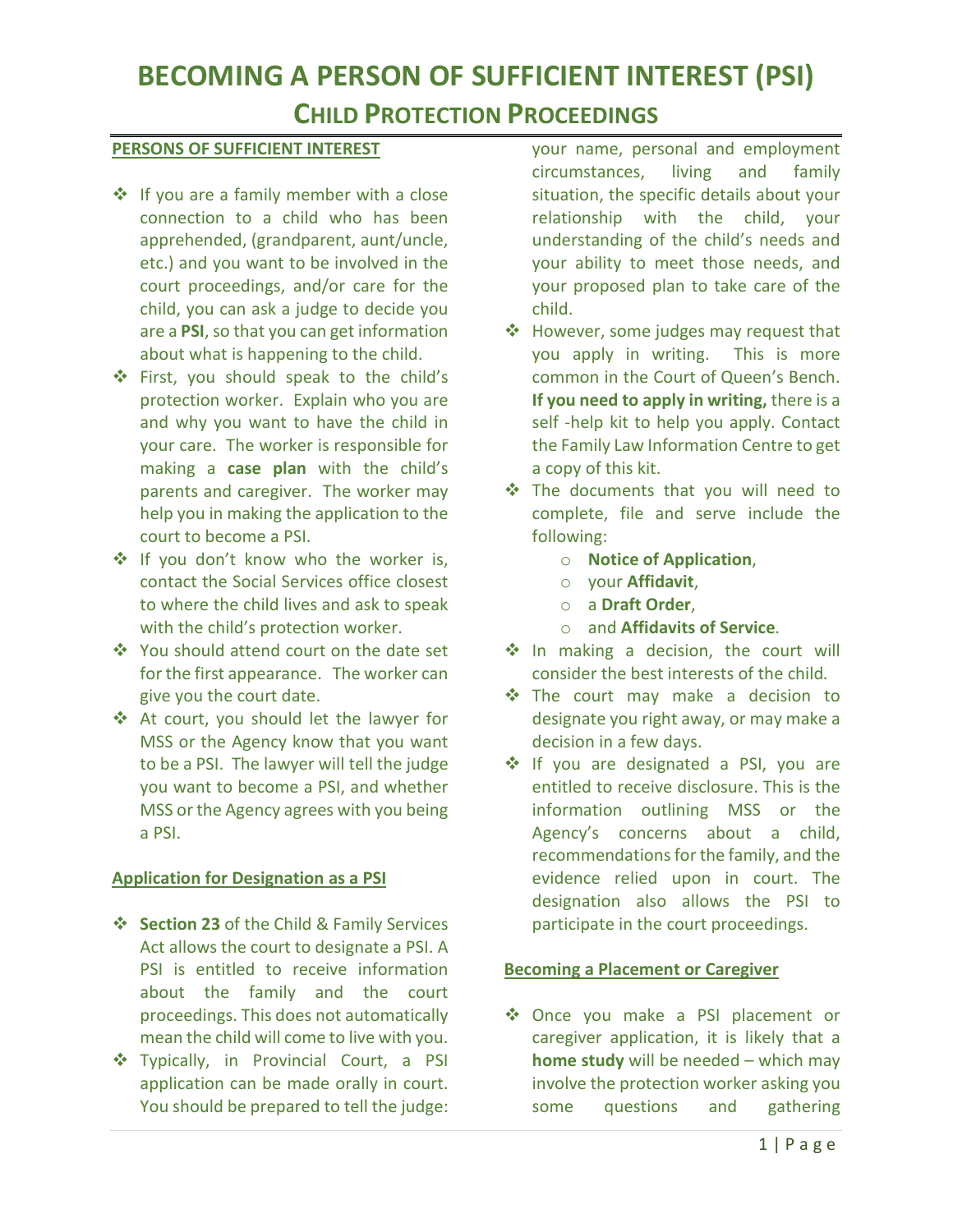# BECOMING A PERSON OF SUFFICIENT INTEREST (PSI)

## CHILD PROTECTION PROCEEDINGS

### PERSONS OF SUFFICIENT INTEREST

- If you are a family member with a close connection to a child who has been apprehended, (grandparent, aunt/uncle, etc.) and you want to be involved in the court proceedings, and/or care for the child, you can ask a judge to decide you are a **PSI**, so that you can get information about what is happening to the child.
- First, you should speak to the child's protection worker. Explain who you are and why you want to have the child in your care. The worker is responsible for making a **case plan** with the child's parents and caregiver. The worker may help you in making the application to the court to become a PSI.
- If you don't know who the worker is, contact the Social Services office closest to where the child lives and ask to speak with the child's protection worker.
- You should attend court on the date set for the first appearance. The worker can give you the court date.
- At court, you should let the lawyer for MSS or the Agency know that you want to be a PSI. The lawyer will tell the judge you want to become a PSI, and whether MSS or the Agency agrees with you being a PSI.

### Application for Designation as a PSI

- **Section 23** of the Child & Family Services Act allows the court to designate a PSI. A PSI is entitled to receive information about the family and the court proceedings. This does not automatically mean the child will come to live with you.
- Typically, in Provincial Court, a PSI application can be made orally in court. You should be prepared to tell the judge: your name, personal and employment circumstances, living and family situation, the specific details about your relationship with the child, your understanding of the child's needs and your ability to meet those needs, and your proposed plan to take care of the child.
- However, some judges may request that you apply in writing. This is more common in the Court of Queen's Bench. **If you need to apply in writing,** there is a self -help kit to help you apply. Contact the Family Law Information Centre to get a copy of this kit.
- The documents that you will need to complete, file and serve include the following:
  - **Notice of Application**,
  - your **Affidavit**,
  - a **Draft Order**,
  - and **Affidavits of Service**.
- In making a decision, the court will consider the best interests of the child.
- The court may make a decision to designate you right away, or may make a decision in a few days.
- If you are designated a PSI, you are entitled to receive disclosure. This is the information outlining MSS or the Agency's concerns about a child, recommendations for the family, and the evidence relied upon in court. The designation also allows the PSI to participate in the court proceedings.

### Becoming a Placement or Caregiver

- Once you make a PSI placement or caregiver application, it is likely that a **home study** will be needed – which may involve the protection worker asking you some questions and gathering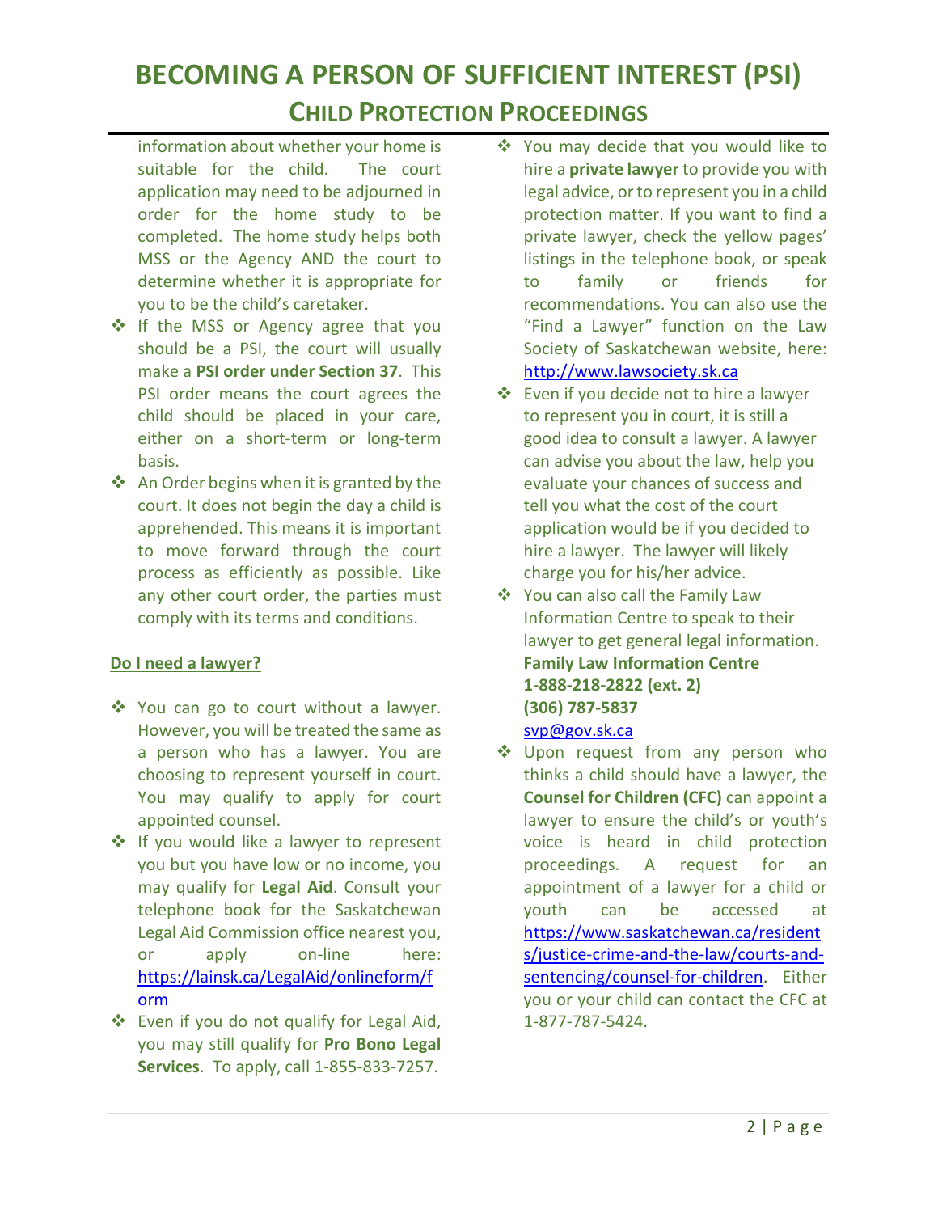information about whether your home is suitable for the child. The court application may need to be adjourned in order for the home study to be completed. The home study helps both MSS or the Agency AND the court to determine whether it is appropriate for you to be the child's caretaker.

- If the MSS or Agency agree that you should be a PSI, the court will usually make a **PSI order under Section 37**. This PSI order means the court agrees the child should be placed in your care, either on a short-term or long-term basis.
- An Order begins when it is granted by the court. It does not begin the day a child is apprehended. This means it is important to move forward through the court process as efficiently as possible. Like any other court order, the parties must comply with its terms and conditions.

**Do I need a lawyer?**

- You can go to court without a lawyer. However, you will be treated the same as a person who has a lawyer. You are choosing to represent yourself in court. You may qualify to apply for court appointed counsel.
- If you would like a lawyer to represent you but you have low or no income, you may qualify for **Legal Aid**. Consult your telephone book for the Saskatchewan Legal Aid Commission office nearest you, or apply on-line here: https://lainsk.ca/LegalAid/onlineform/form
- Even if you do not qualify for Legal Aid, you may still qualify for **Pro Bono Legal Services**. To apply, call 1-855-833-7257.
- You may decide that you would like to hire a **private lawyer** to provide you with legal advice, or to represent you in a child protection matter. If you want to find a private lawyer, check the yellow pages' listings in the telephone book, or speak to family or friends for recommendations. You can also use the "Find a Lawyer" function on the Law Society of Saskatchewan website, here: http://www.lawsociety.sk.ca
- Even if you decide not to hire a lawyer to represent you in court, it is still a good idea to consult a lawyer. A lawyer can advise you about the law, help you evaluate your chances of success and tell you what the cost of the court application would be if you decided to hire a lawyer. The lawyer will likely charge you for his/her advice.
- You can also call the Family Law Information Centre to speak to their lawyer to get general legal information.
  **Family Law Information Centre**
  **1-888-218-2822 (ext. 2)**
  **(306) 787-5837**
  svp@gov.sk.ca
- Upon request from any person who thinks a child should have a lawyer, the **Counsel for Children (CFC)** can appoint a lawyer to ensure the child's or youth's voice is heard in child protection proceedings. A request for an appointment of a lawyer for a child or youth can be accessed at https://www.saskatchewan.ca/residents/justice-crime-and-the-law/courts-and-sentencing/counsel-for-children. Either you or your child can contact the CFC at 1-877-787-5424.